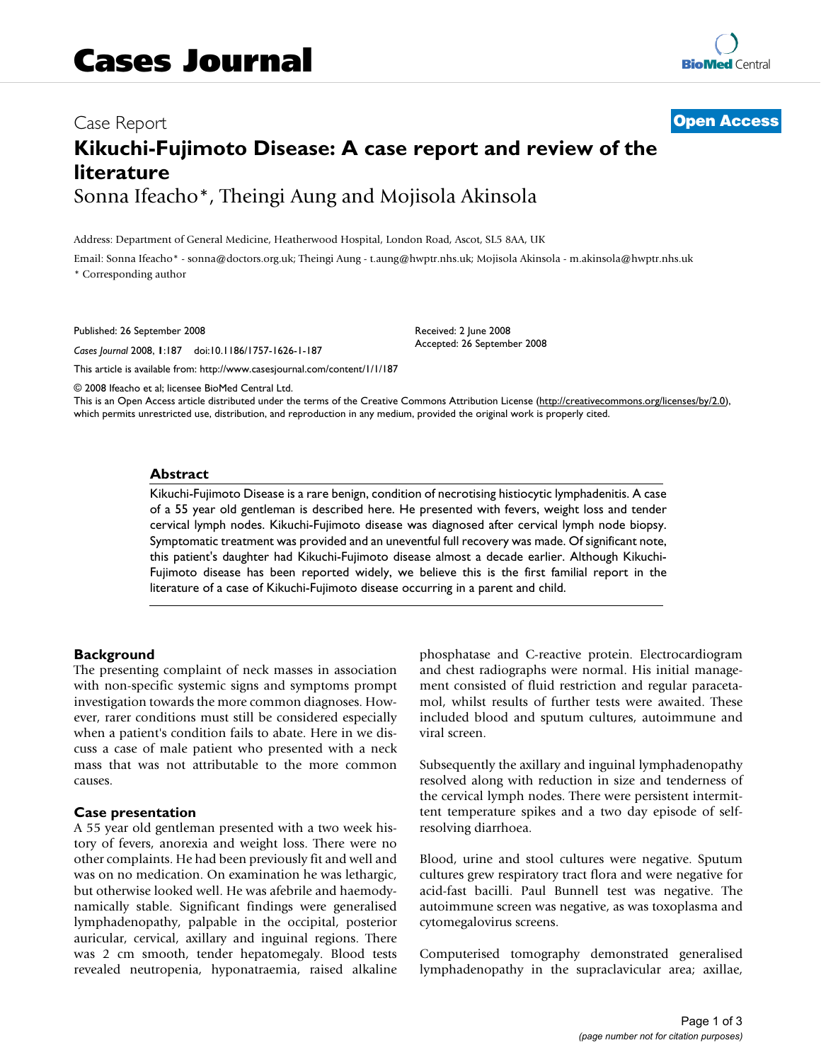# Cases Journal

Case Report

**Open Access**

# Kikuchi-Fujimoto Disease: A case report and review of the literature

Sonna Ifeacho*, Theingi Aung and Mojisola Akinsola

Address: Department of General Medicine, Heatherwood Hospital, London Road, Ascot, SL5 8AA, UK

Email: Sonna Ifeacho* - sonna@doctors.org.uk; Theingi Aung - t.aung@hwptr.nhs.uk; Mojisola Akinsola - m.akinsola@hwptr.nhs.uk

* Corresponding author

Published: 26 September 2008

*Cases Journal* 2008, **1**:187 doi:10.1186/1757-1626-1-187

Received: 2 June 2008

Accepted: 26 September 2008

This article is available from: http://www.casesjournal.com/content/1/1/187

© 2008 Ifeacho et al; licensee BioMed Central Ltd.

This is an Open Access article distributed under the terms of the Creative Commons Attribution License (http://creativecommons.org/licenses/by/2.0), which permits unrestricted use, distribution, and reproduction in any medium, provided the original work is properly cited.

## Abstract

Kikuchi-Fujimoto Disease is a rare benign, condition of necrotising histiocytic lymphadenitis. A case of a 55 year old gentleman is described here. He presented with fevers, weight loss and tender cervical lymph nodes. Kikuchi-Fujimoto disease was diagnosed after cervical lymph node biopsy. Symptomatic treatment was provided and an uneventful full recovery was made. Of significant note, this patient's daughter had Kikuchi-Fujimoto disease almost a decade earlier. Although Kikuchi-Fujimoto disease has been reported widely, we believe this is the first familial report in the literature of a case of Kikuchi-Fujimoto disease occurring in a parent and child.

## Background

The presenting complaint of neck masses in association with non-specific systemic signs and symptoms prompt investigation towards the more common diagnoses. However, rarer conditions must still be considered especially when a patient's condition fails to abate. Here in we discuss a case of male patient who presented with a neck mass that was not attributable to the more common causes.

## Case presentation

A 55 year old gentleman presented with a two week history of fevers, anorexia and weight loss. There were no other complaints. He had been previously fit and well and was on no medication. On examination he was lethargic, but otherwise looked well. He was afebrile and haemodynamically stable. Significant findings were generalised lymphadenopathy, palpable in the occipital, posterior auricular, cervical, axillary and inguinal regions. There was 2 cm smooth, tender hepatomegaly. Blood tests revealed neutropenia, hyponatraemia, raised alkaline phosphatase and C-reactive protein. Electrocardiogram and chest radiographs were normal. His initial management consisted of fluid restriction and regular paracetamol, whilst results of further tests were awaited. These included blood and sputum cultures, autoimmune and viral screen.

Subsequently the axillary and inguinal lymphadenopathy resolved along with reduction in size and tenderness of the cervical lymph nodes. There were persistent intermittent temperature spikes and a two day episode of self-resolving diarrhoea.

Blood, urine and stool cultures were negative. Sputum cultures grew respiratory tract flora and were negative for acid-fast bacilli. Paul Bunnell test was negative. The autoimmune screen was negative, as was toxoplasma and cytomegalovirus screens.

Computerised tomography demonstrated generalised lymphadenopathy in the supraclavicular area; axillae,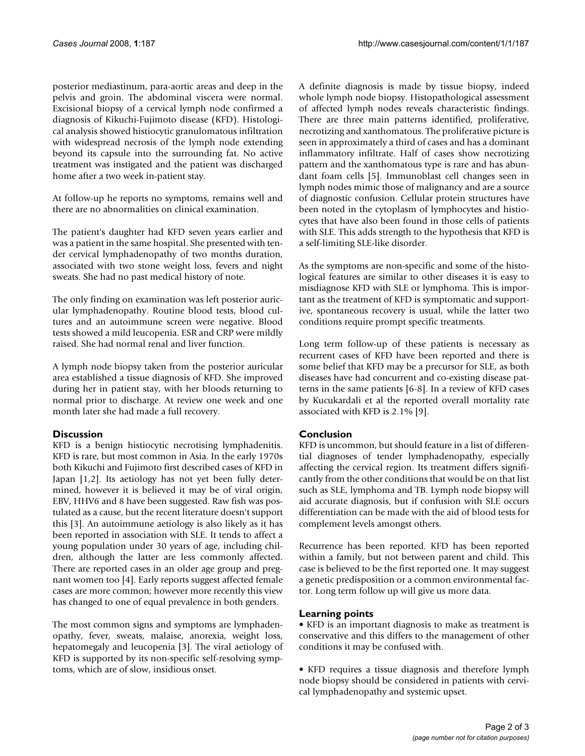posterior mediastinum, para-aortic areas and deep in the pelvis and groin. The abdominal viscera were normal. Excisional biopsy of a cervical lymph node confirmed a diagnosis of Kikuchi-Fujimoto disease (KFD). Histological analysis showed histiocytic granulomatous infiltration with widespread necrosis of the lymph node extending beyond its capsule into the surrounding fat. No active treatment was instigated and the patient was discharged home after a two week in-patient stay.

At follow-up he reports no symptoms, remains well and there are no abnormalities on clinical examination.

The patient's daughter had KFD seven years earlier and was a patient in the same hospital. She presented with tender cervical lymphadenopathy of two months duration, associated with two stone weight loss, fevers and night sweats. She had no past medical history of note.

The only finding on examination was left posterior auricular lymphadenopathy. Routine blood tests, blood cultures and an autoimmune screen were negative. Blood tests showed a mild leucopenia. ESR and CRP were mildly raised. She had normal renal and liver function.

A lymph node biopsy taken from the posterior auricular area established a tissue diagnosis of KFD. She improved during her in patient stay, with her bloods returning to normal prior to discharge. At review one week and one month later she had made a full recovery.

## Discussion

KFD is a benign histiocytic necrotising lymphadenitis. KFD is rare, but most common in Asia. In the early 1970s both Kikuchi and Fujimoto first described cases of KFD in Japan [1,2]. Its aetiology has not yet been fully determined, however it is believed it may be of viral origin, EBV, HHV6 and 8 have been suggested. Raw fish was postulated as a cause, but the recent literature doesn't support this [3]. An autoimmune aetiology is also likely as it has been reported in association with SLE. It tends to affect a young population under 30 years of age, including children, although the latter are less commonly affected. There are reported cases in an older age group and pregnant women too [4]. Early reports suggest affected female cases are more common; however more recently this view has changed to one of equal prevalence in both genders.

The most common signs and symptoms are lymphadenopathy, fever, sweats, malaise, anorexia, weight loss, hepatomegaly and leucopenia [3]. The viral aetiology of KFD is supported by its non-specific self-resolving symptoms, which are of slow, insidious onset.

A definite diagnosis is made by tissue biopsy, indeed whole lymph node biopsy. Histopathological assessment of affected lymph nodes reveals characteristic findings. There are three main patterns identified, proliferative, necrotizing and xanthomatous. The proliferative picture is seen in approximately a third of cases and has a dominant inflammatory infiltrate. Half of cases show necrotizing pattern and the xanthomatous type is rare and has abundant foam cells [5]. Immunoblast cell changes seen in lymph nodes mimic those of malignancy and are a source of diagnostic confusion. Cellular protein structures have been noted in the cytoplasm of lymphocytes and histiocytes that have also been found in those cells of patients with SLE. This adds strength to the hypothesis that KFD is a self-limiting SLE-like disorder.

As the symptoms are non-specific and some of the histological features are similar to other diseases it is easy to misdiagnose KFD with SLE or lymphoma. This is important as the treatment of KFD is symptomatic and supportive, spontaneous recovery is usual, while the latter two conditions require prompt specific treatments.

Long term follow-up of these patients is necessary as recurrent cases of KFD have been reported and there is some belief that KFD may be a precursor for SLE, as both diseases have had concurrent and co-existing disease patterns in the same patients [6-8]. In a review of KFD cases by Kucukardali et al the reported overall mortality rate associated with KFD is 2.1% [9].

## Conclusion

KFD is uncommon, but should feature in a list of differential diagnoses of tender lymphadenopathy, especially affecting the cervical region. Its treatment differs significantly from the other conditions that would be on that list such as SLE, lymphoma and TB. Lymph node biopsy will aid accurate diagnosis, but if confusion with SLE occurs differentiation can be made with the aid of blood tests for complement levels amongst others.

Recurrence has been reported. KFD has been reported within a family, but not between parent and child. This case is believed to be the first reported one. It may suggest a genetic predisposition or a common environmental factor. Long term follow up will give us more data.

## Learning points

• KFD is an important diagnosis to make as treatment is conservative and this differs to the management of other conditions it may be confused with.

• KFD requires a tissue diagnosis and therefore lymph node biopsy should be considered in patients with cervical lymphadenopathy and systemic upset.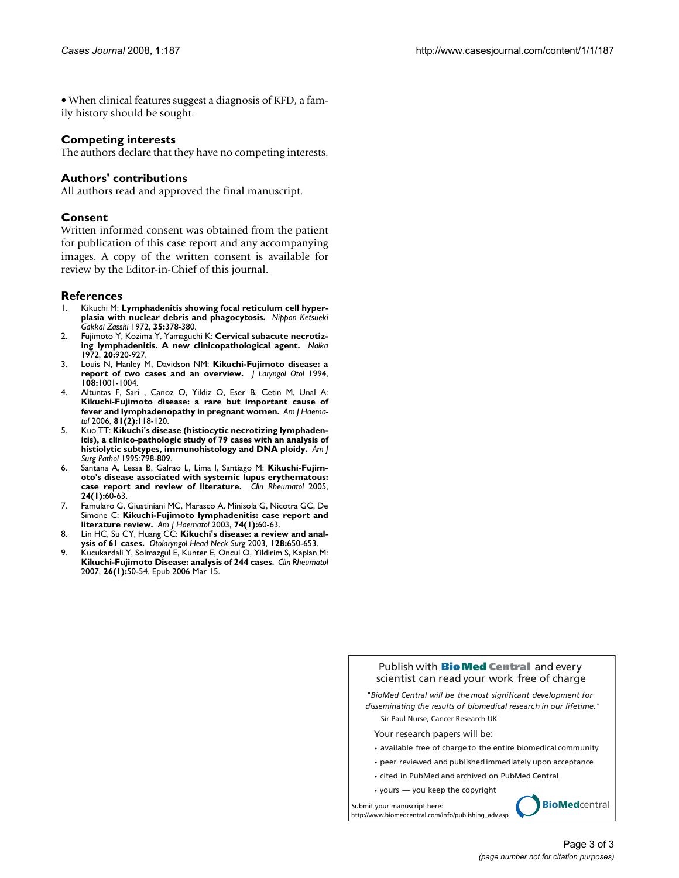- When clinical features suggest a diagnosis of KFD, a family history should be sought.

## Competing interests

The authors declare that they have no competing interests.

## Authors' contributions

All authors read and approved the final manuscript.

## Consent

Written informed consent was obtained from the patient for publication of this case report and any accompanying images. A copy of the written consent is available for review by the Editor-in-Chief of this journal.

## References

1. Kikuchi M: **Lymphadenitis showing focal reticulum cell hyperplasia with nuclear debris and phagocytosis.** *Nippon Ketsueki Gakkai Zasshi* 1972, **35:**378-380.
2. Fujimoto Y, Kozima Y, Yamaguchi K: **Cervical subacute necrotizing lymphadenitis. A new clinicopathological agent.** *Naika* 1972, **20:**920-927.
3. Louis N, Hanley M, Davidson NM: **Kikuchi-Fujimoto disease: a report of two cases and an overview.** *J Laryngol Otol* 1994, **108:**1001-1004.
4. Altuntas F, Sari , Canoz O, Yildiz O, Eser B, Cetin M, Unal A: **Kikuchi-Fujimoto disease: a rare but important cause of fever and lymphadenopathy in pregnant women.** *Am J Haematol* 2006, **81(2):**118-120.
5. Kuo TT: **Kikuchi's disease (histiocytic necrotizing lymphadenitis), a clinico-pathologic study of 79 cases with an analysis of histiolytic subtypes, immunohistology and DNA ploidy.** *Am J Surg Pathol* 1995:798-809.
6. Santana A, Lessa B, Galrao L, Lima I, Santiago M: **Kikuchi-Fujimoto's disease associated with systemic lupus erythematous: case report and review of literature.** *Clin Rheumatol* 2005, **24(1):**60-63.
7. Famularo G, Giustiniani MC, Marasco A, Minisola G, Nicotra GC, De Simone C: **Kikuchi-Fujimoto lymphadenitis: case report and literature review.** *Am J Haematol* 2003, **74(1):**60-63.
8. Lin HC, Su CY, Huang CC: **Kikuchi's disease: a review and analysis of 61 cases.** *Otolaryngol Head Neck Surg* 2003, **128:**650-653.
9. Kucukardali Y, Solmazgul E, Kunter E, Oncul O, Yildirim S, Kaplan M: **Kikuchi-Fujimoto Disease: analysis of 244 cases.** *Clin Rheumatol* 2007, **26(1):**50-54. Epub 2006 Mar 15.

Publish with **BioMed Central** and every scientist can read your work free of charge

*"BioMed Central will be the most significant development for disseminating the results of biomedical research in our lifetime."*

Sir Paul Nurse, Cancer Research UK

Your research papers will be:

- available free of charge to the entire biomedical community
- peer reviewed and published immediately upon acceptance
- cited in PubMed and archived on PubMed Central
- yours — you keep the copyright

Submit your manuscript here:
http://www.biomedcentral.com/info/publishing_adv.asp

BioMedcentral